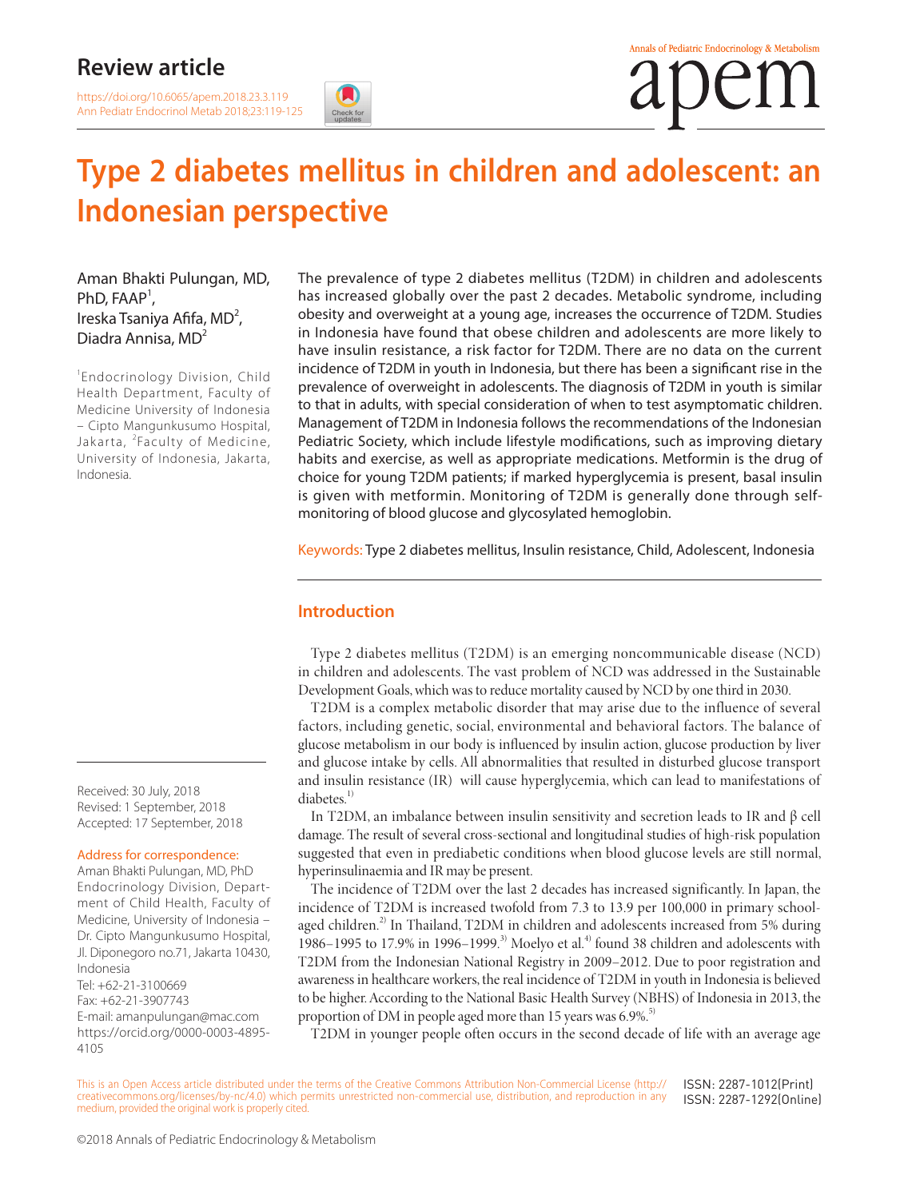Review article

https://doi.org/10.6065/apem.2018.23.3.119

# Type 2 diabetes mellitus in children and adolescent: an Indonesian perspective

Aman Bhakti Pulungan, MD, PhD, FAAP[1], Ireska Tsaniya Afifa, MD[2], Diadra Annisa, MD[2]

[1]Endocrinology Division, Child Health Department, Faculty of Medicine University of Indonesia – Cipto Mangunkusumo Hospital, Jakarta, [2]Faculty of Medicine, University of Indonesia, Jakarta, Indonesia.

The prevalence of type 2 diabetes mellitus (T2DM) in children and adolescents has increased globally over the past 2 decades. Metabolic syndrome, including obesity and overweight at a young age, increases the occurrence of T2DM. Studies in Indonesia have found that obese children and adolescents are more likely to have insulin resistance, a risk factor for T2DM. There are no data on the current incidence of T2DM in youth in Indonesia, but there has been a significant rise in the prevalence of overweight in adolescents. The diagnosis of T2DM in youth is similar to that in adults, with special consideration of when to test asymptomatic children. Management of T2DM in Indonesia follows the recommendations of the Indonesian Pediatric Society, which include lifestyle modifications, such as improving dietary habits and exercise, as well as appropriate medications. Metformin is the drug of choice for young T2DM patients; if marked hyperglycemia is present, basal insulin is given with metformin. Monitoring of T2DM is generally done through self-monitoring of blood glucose and glycosylated hemoglobin.

Keywords: Type 2 diabetes mellitus, Insulin resistance, Child, Adolescent, Indonesia

## Introduction

Type 2 diabetes mellitus (T2DM) is an emerging noncommunicable disease (NCD) in children and adolescents. The vast problem of NCD was addressed in the Sustainable Development Goals, which was to reduce mortality caused by NCD by one third in 2030.

T2DM is a complex metabolic disorder that may arise due to the influence of several factors, including genetic, social, environmental and behavioral factors. The balance of glucose metabolism in our body is influenced by insulin action, glucose production by liver and glucose intake by cells. All abnormalities that resulted in disturbed glucose transport and insulin resistance (IR) will cause hyperglycemia, which can lead to manifestations of diabetes.[1)]

In T2DM, an imbalance between insulin sensitivity and secretion leads to IR and β cell damage. The result of several cross-sectional and longitudinal studies of high-risk population suggested that even in prediabetic conditions when blood glucose levels are still normal, hyperinsulinaemia and IR may be present.

The incidence of T2DM over the last 2 decades has increased significantly. In Japan, the incidence of T2DM is increased twofold from 7.3 to 13.9 per 100,000 in primary school-aged children.[2)] In Thailand, T2DM in children and adolescents increased from 5% during 1986–1995 to 17.9% in 1996–1999.[3)] Moelyo et al.[4)] found 38 children and adolescents with T2DM from the Indonesian National Registry in 2009–2012. Due to poor registration and awareness in healthcare workers, the real incidence of T2DM in youth in Indonesia is believed to be higher. According to the National Basic Health Survey (NBHS) of Indonesia in 2013, the proportion of DM in people aged more than 15 years was 6.9%.[5)]

T2DM in younger people often occurs in the second decade of life with an average age

Received: 30 July, 2018
Revised: 1 September, 2018
Accepted: 17 September, 2018

Address for correspondence:
Aman Bhakti Pulungan, MD, PhD
Endocrinology Division, Department of Child Health, Faculty of Medicine, University of Indonesia – Dr. Cipto Mangunkusumo Hospital, Jl. Diponegoro no.71, Jakarta 10430, Indonesia
Tel: +62-21-3100669
Fax: +62-21-3907743
E-mail: amanpulungan@mac.com
https://orcid.org/0000-0003-4895-4105

This is an Open Access article distributed under the terms of the Creative Commons Attribution Non-Commercial License (http://creativecommons.org/licenses/by-nc/4.0) which permits unrestricted non-commercial use, distribution, and reproduction in any medium, provided the original work is properly cited.

ISSN: 2287-1012(Print)
ISSN: 2287-1292(Online)

©2018 Annals of Pediatric Endocrinology & Metabolism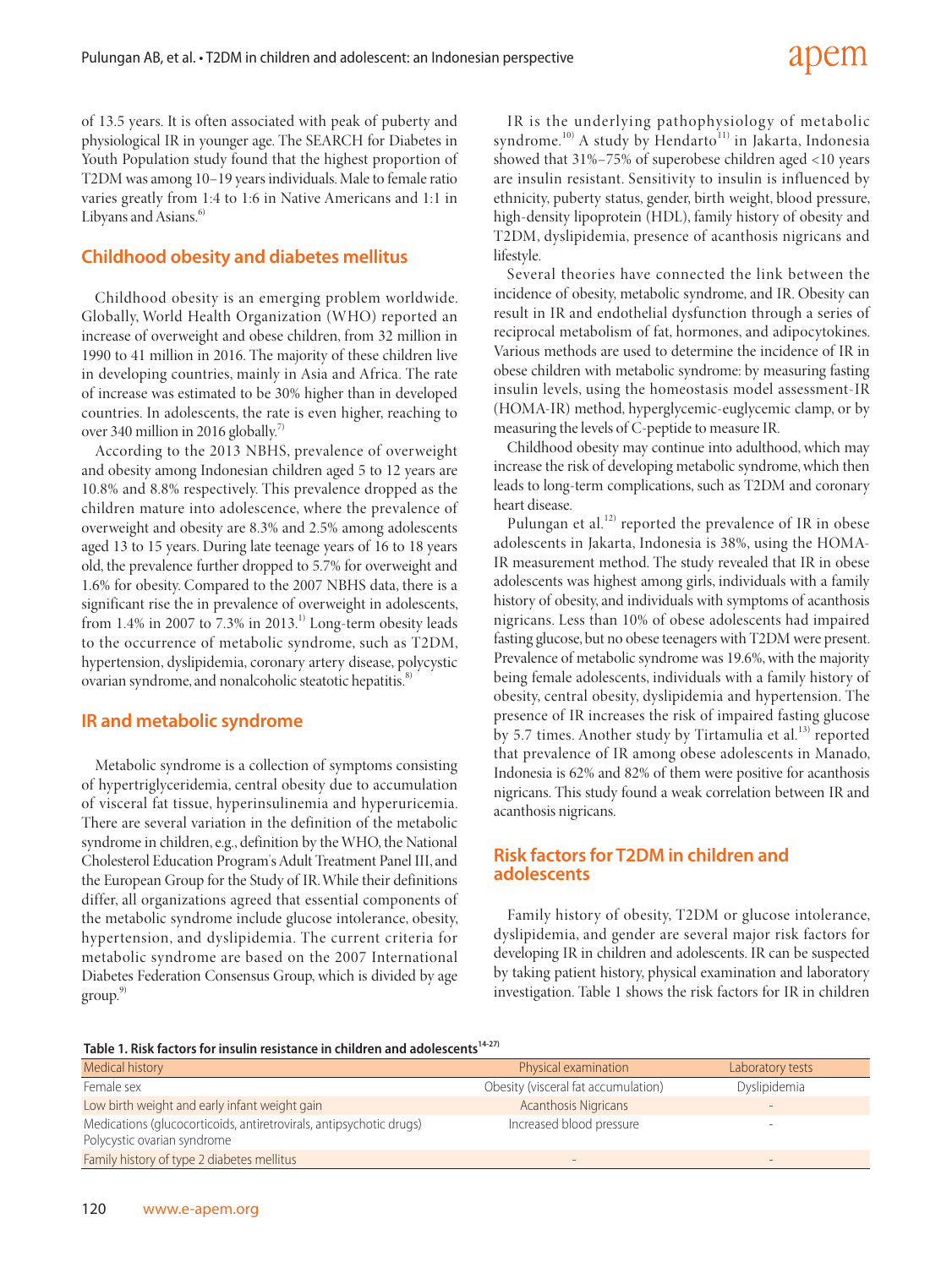of 13.5 years. It is often associated with peak of puberty and physiological IR in younger age. The SEARCH for Diabetes in Youth Population study found that the highest proportion of T2DM was among 10–19 years individuals. Male to female ratio varies greatly from 1:4 to 1:6 in Native Americans and 1:1 in Libyans and Asians.[6]

## Childhood obesity and diabetes mellitus

Childhood obesity is an emerging problem worldwide. Globally, World Health Organization (WHO) reported an increase of overweight and obese children, from 32 million in 1990 to 41 million in 2016. The majority of these children live in developing countries, mainly in Asia and Africa. The rate of increase was estimated to be 30% higher than in developed countries. In adolescents, the rate is even higher, reaching to over 340 million in 2016 globally.[7]

According to the 2013 NBHS, prevalence of overweight and obesity among Indonesian children aged 5 to 12 years are 10.8% and 8.8% respectively. This prevalence dropped as the children mature into adolescence, where the prevalence of overweight and obesity are 8.3% and 2.5% among adolescents aged 13 to 15 years. During late teenage years of 16 to 18 years old, the prevalence further dropped to 5.7% for overweight and 1.6% for obesity. Compared to the 2007 NBHS data, there is a significant rise the in prevalence of overweight in adolescents, from 1.4% in 2007 to 7.3% in 2013.[1] Long-term obesity leads to the occurrence of metabolic syndrome, such as T2DM, hypertension, dyslipidemia, coronary artery disease, polycystic ovarian syndrome, and nonalcoholic steatotic hepatitis.[8]

## IR and metabolic syndrome

Metabolic syndrome is a collection of symptoms consisting of hypertriglyceridemia, central obesity due to accumulation of visceral fat tissue, hyperinsulinemia and hyperuricemia. There are several variation in the definition of the metabolic syndrome in children, e.g., definition by the WHO, the National Cholesterol Education Program's Adult Treatment Panel III, and the European Group for the Study of IR. While their definitions differ, all organizations agreed that essential components of the metabolic syndrome include glucose intolerance, obesity, hypertension, and dyslipidemia. The current criteria for metabolic syndrome are based on the 2007 International Diabetes Federation Consensus Group, which is divided by age group.[9]

IR is the underlying pathophysiology of metabolic syndrome.[10] A study by Hendarto[11] in Jakarta, Indonesia showed that 31%–75% of superobese children aged <10 years are insulin resistant. Sensitivity to insulin is influenced by ethnicity, puberty status, gender, birth weight, blood pressure, high-density lipoprotein (HDL), family history of obesity and T2DM, dyslipidemia, presence of acanthosis nigricans and lifestyle.

Several theories have connected the link between the incidence of obesity, metabolic syndrome, and IR. Obesity can result in IR and endothelial dysfunction through a series of reciprocal metabolism of fat, hormones, and adipocytokines. Various methods are used to determine the incidence of IR in obese children with metabolic syndrome: by measuring fasting insulin levels, using the homeostasis model assessment-IR (HOMA-IR) method, hyperglycemic-euglycemic clamp, or by measuring the levels of C-peptide to measure IR.

Childhood obesity may continue into adulthood, which may increase the risk of developing metabolic syndrome, which then leads to long-term complications, such as T2DM and coronary heart disease.

Pulungan et al.[12] reported the prevalence of IR in obese adolescents in Jakarta, Indonesia is 38%, using the HOMA-IR measurement method. The study revealed that IR in obese adolescents was highest among girls, individuals with a family history of obesity, and individuals with symptoms of acanthosis nigricans. Less than 10% of obese adolescents had impaired fasting glucose, but no obese teenagers with T2DM were present. Prevalence of metabolic syndrome was 19.6%, with the majority being female adolescents, individuals with a family history of obesity, central obesity, dyslipidemia and hypertension. The presence of IR increases the risk of impaired fasting glucose by 5.7 times. Another study by Tirtamulia et al.[13] reported that prevalence of IR among obese adolescents in Manado, Indonesia is 62% and 82% of them were positive for acanthosis nigricans. This study found a weak correlation between IR and acanthosis nigricans.

## Risk factors for T2DM in children and adolescents

Family history of obesity, T2DM or glucose intolerance, dyslipidemia, and gender are several major risk factors for developing IR in children and adolescents. IR can be suspected by taking patient history, physical examination and laboratory investigation. Table 1 shows the risk factors for IR in children

**Table 1. Risk factors for insulin resistance in children and adolescents[14-27]**

| Medical history | Physical examination | Laboratory tests |
|---|---|---|
| Female sex | Obesity (visceral fat accumulation) | Dyslipidemia |
| Low birth weight and early infant weight gain | Acanthosis Nigricans | - |
| Medications (glucocorticoids, antiretrovirals, antipsychotic drugs)<br>Polycystic ovarian syndrome | Increased blood pressure | - |
| Family history of type 2 diabetes mellitus | - | - |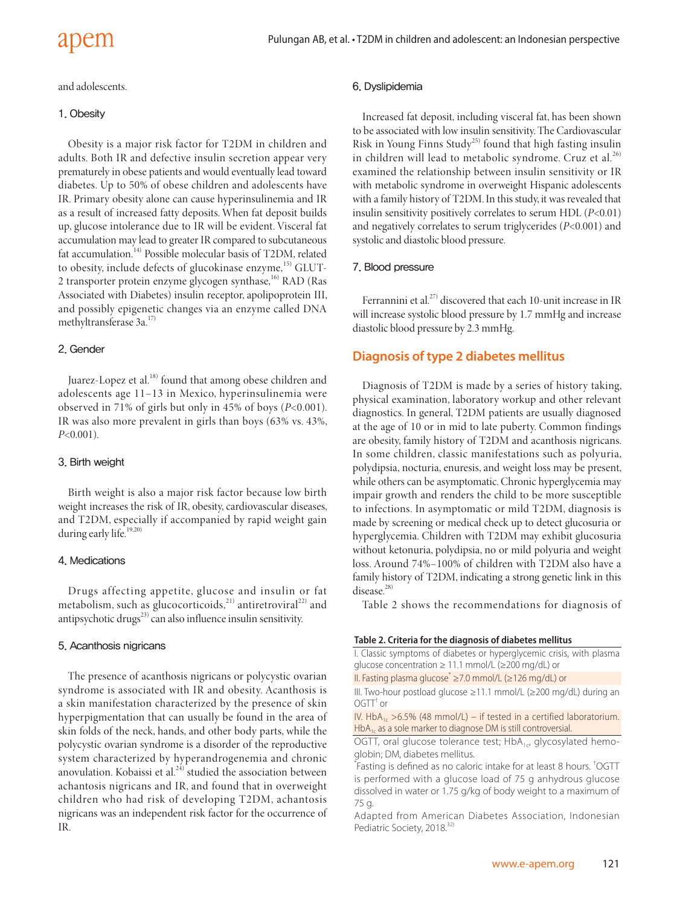and adolescents.

### 1. Obesity

Obesity is a major risk factor for T2DM in children and adults. Both IR and defective insulin secretion appear very prematurely in obese patients and would eventually lead toward diabetes. Up to 50% of obese children and adolescents have IR. Primary obesity alone can cause hyperinsulinemia and IR as a result of increased fatty deposits. When fat deposit builds up, glucose intolerance due to IR will be evident. Visceral fat accumulation may lead to greater IR compared to subcutaneous fat accumulation.[14] Possible molecular basis of T2DM, related to obesity, include defects of glucokinase enzyme,[15] GLUT-2 transporter protein enzyme glycogen synthase,[16] RAD (Ras Associated with Diabetes) insulin receptor, apolipoprotein III, and possibly epigenetic changes via an enzyme called DNA methyltransferase 3a.[17]

### 2. Gender

Juarez-Lopez et al.[18] found that among obese children and adolescents age 11–13 in Mexico, hyperinsulinemia were observed in 71% of girls but only in 45% of boys ($P$<0.001). IR was also more prevalent in girls than boys (63% vs. 43%, $P$<0.001).

### 3. Birth weight

Birth weight is also a major risk factor because low birth weight increases the risk of IR, obesity, cardiovascular diseases, and T2DM, especially if accompanied by rapid weight gain during early life.[19,20]

### 4. Medications

Drugs affecting appetite, glucose and insulin or fat metabolism, such as glucocorticoids,[21] antiretroviral[22] and antipsychotic drugs[23] can also influence insulin sensitivity.

### 5. Acanthosis nigricans

The presence of acanthosis nigricans or polycystic ovarian syndrome is associated with IR and obesity. Acanthosis is a skin manifestation characterized by the presence of skin hyperpigmentation that can usually be found in the area of skin folds of the neck, hands, and other body parts, while the polycystic ovarian syndrome is a disorder of the reproductive system characterized by hyperandrogenemia and chronic anovulation. Kobaissi et al.[24] studied the association between achantosis nigricans and IR, and found that in overweight children who had risk of developing T2DM, achantosis nigricans was an independent risk factor for the occurrence of IR.

### 6. Dyslipidemia

Increased fat deposit, including visceral fat, has been shown to be associated with low insulin sensitivity. The Cardiovascular Risk in Young Finns Study[25] found that high fasting insulin in children will lead to metabolic syndrome. Cruz et al.[26] examined the relationship between insulin sensitivity or IR with metabolic syndrome in overweight Hispanic adolescents with a family history of T2DM. In this study, it was revealed that insulin sensitivity positively correlates to serum HDL ($P$<0.01) and negatively correlates to serum triglycerides ($P$<0.001) and systolic and diastolic blood pressure.

### 7. Blood pressure

Ferrannini et al.[27] discovered that each 10-unit increase in IR will increase systolic blood pressure by 1.7 mmHg and increase diastolic blood pressure by 2.3 mmHg.

## Diagnosis of type 2 diabetes mellitus

Diagnosis of T2DM is made by a series of history taking, physical examination, laboratory workup and other relevant diagnostics. In general, T2DM patients are usually diagnosed at the age of 10 or in mid to late puberty. Common findings are obesity, family history of T2DM and acanthosis nigricans. In some children, classic manifestations such as polyuria, polydipsia, nocturia, enuresis, and weight loss may be present, while others can be asymptomatic. Chronic hyperglycemia may impair growth and renders the child to be more susceptible to infections. In asymptomatic or mild T2DM, diagnosis is made by screening or medical check up to detect glucosuria or hyperglycemia. Children with T2DM may exhibit glucosuria without ketonuria, polydipsia, no or mild polyuria and weight loss. Around 74%–100% of children with T2DM also have a family history of T2DM, indicating a strong genetic link in this disease.[28]

Table 2 shows the recommendations for diagnosis of

**Table 2. Criteria for the diagnosis of diabetes mellitus**

| |
|---|
| I. Classic symptoms of diabetes or hyperglycemic crisis, with plasma glucose concentration ≥ 11.1 mmol/L (≥200 mg/dL) or |
| II. Fasting plasma glucose* ≥7.0 mmol/L (≥126 mg/dL) or |
| III. Two-hour postload glucose ≥11.1 mmol/L (≥200 mg/dL) during an OGTT† or |
| IV. $HbA_{1c}$ >6.5% (48 mmol/L) – if tested in a certified laboratorium. $HbA_{1c}$ as a sole marker to diagnose DM is still controversial. |

OGTT, oral glucose tolerance test; $HbA_{1c}$, glycosylated hemoglobin; DM, diabetes mellitus.

*Fasting is defined as no caloric intake for at least 8 hours. †OGTT is performed with a glucose load of 75 g anhydrous glucose dissolved in water or 1.75 g/kg of body weight to a maximum of 75 g.

Adapted from American Diabetes Association, Indonesian Pediatric Society, 2018.[32]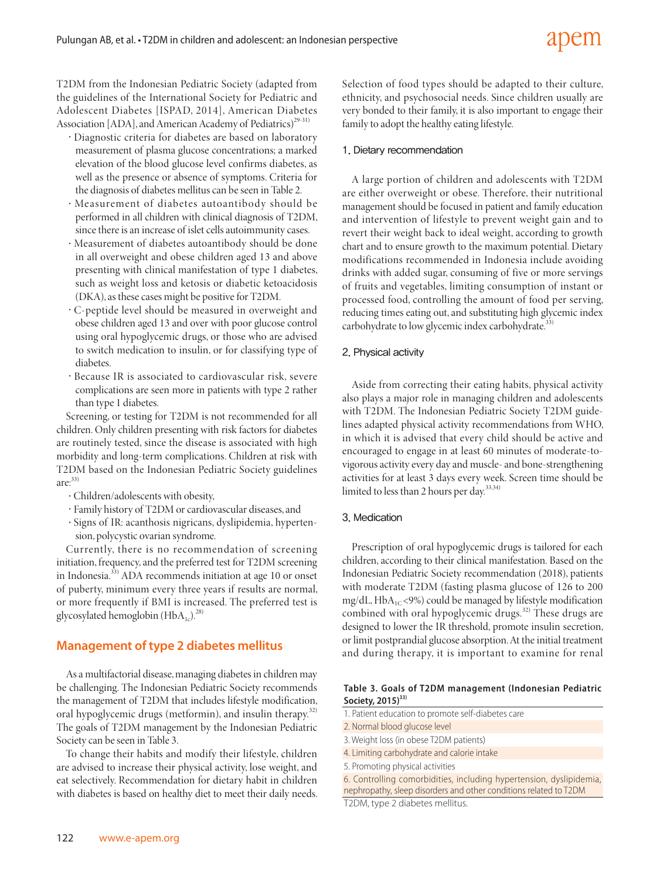T2DM from the Indonesian Pediatric Society (adapted from the guidelines of the International Society for Pediatric and Adolescent Diabetes [ISPAD, 2014], American Diabetes Association [ADA], and American Academy of Pediatrics)[29-31)]

- Diagnostic criteria for diabetes are based on laboratory measurement of plasma glucose concentrations; a marked elevation of the blood glucose level confirms diabetes, as well as the presence or absence of symptoms. Criteria for the diagnosis of diabetes mellitus can be seen in Table 2.
- Measurement of diabetes autoantibody should be performed in all children with clinical diagnosis of T2DM, since there is an increase of islet cells autoimmunity cases.
- Measurement of diabetes autoantibody should be done in all overweight and obese children aged 13 and above presenting with clinical manifestation of type 1 diabetes, such as weight loss and ketosis or diabetic ketoacidosis (DKA), as these cases might be positive for T2DM.
- C-peptide level should be measured in overweight and obese children aged 13 and over with poor glucose control using oral hypoglycemic drugs, or those who are advised to switch medication to insulin, or for classifying type of diabetes.
- Because IR is associated to cardiovascular risk, severe complications are seen more in patients with type 2 rather than type 1 diabetes.

Screening, or testing for T2DM is not recommended for all children. Only children presenting with risk factors for diabetes are routinely tested, since the disease is associated with high morbidity and long-term complications. Children at risk with T2DM based on the Indonesian Pediatric Society guidelines are:[33)]

- Children/adolescents with obesity,
- Family history of T2DM or cardiovascular diseases, and
- Signs of IR: acanthosis nigricans, dyslipidemia, hypertension, polycystic ovarian syndrome.

Currently, there is no recommendation of screening initiation, frequency, and the preferred test for T2DM screening in Indonesia.[33)] ADA recommends initiation at age 10 or onset of puberty, minimum every three years if results are normal, or more frequently if BMI is increased. The preferred test is glycosylated hemoglobin ($HbA_{1c}$).[28)]

## Management of type 2 diabetes mellitus

As a multifactorial disease, managing diabetes in children may be challenging. The Indonesian Pediatric Society recommends the management of T2DM that includes lifestyle modification, oral hypoglycemic drugs (metformin), and insulin therapy.[32)] The goals of T2DM management by the Indonesian Pediatric Society can be seen in Table 3.

To change their habits and modify their lifestyle, children are advised to increase their physical activity, lose weight, and eat selectively. Recommendation for dietary habit in children with diabetes is based on healthy diet to meet their daily needs. Selection of food types should be adapted to their culture, ethnicity, and psychosocial needs. Since children usually are very bonded to their family, it is also important to engage their family to adopt the healthy eating lifestyle.

### 1. Dietary recommendation

A large portion of children and adolescents with T2DM are either overweight or obese. Therefore, their nutritional management should be focused in patient and family education and intervention of lifestyle to prevent weight gain and to revert their weight back to ideal weight, according to growth chart and to ensure growth to the maximum potential. Dietary modifications recommended in Indonesia include avoiding drinks with added sugar, consuming of five or more servings of fruits and vegetables, limiting consumption of instant or processed food, controlling the amount of food per serving, reducing times eating out, and substituting high glycemic index carbohydrate to low glycemic index carbohydrate.[33)]

### 2. Physical activity

Aside from correcting their eating habits, physical activity also plays a major role in managing children and adolescents with T2DM. The Indonesian Pediatric Society T2DM guidelines adapted physical activity recommendations from WHO, in which it is advised that every child should be active and encouraged to engage in at least 60 minutes of moderate-to-vigorous activity every day and muscle- and bone-strengthening activities for at least 3 days every week. Screen time should be limited to less than 2 hours per day.[33,34)]

### 3. Medication

Prescription of oral hypoglycemic drugs is tailored for each children, according to their clinical manifestation. Based on the Indonesian Pediatric Society recommendation (2018), patients with moderate T2DM (fasting plasma glucose of 126 to 200 mg/dL, $HbA_{1C}$<9%) could be managed by lifestyle modification combined with oral hypoglycemic drugs.[32)] These drugs are designed to lower the IR threshold, promote insulin secretion, or limit postprandial glucose absorption. At the initial treatment and during therapy, it is important to examine for renal

**Table 3. Goals of T2DM management (Indonesian Pediatric Society, 2015)[33)]**

| Goals |
|---|
| 1. Patient education to promote self-diabetes care |
| 2. Normal blood glucose level |
| 3. Weight loss (in obese T2DM patients) |
| 4. Limiting carbohydrate and calorie intake |
| 5. Promoting physical activities |
| 6. Controlling comorbidities, including hypertension, dyslipidemia, nephropathy, sleep disorders and other conditions related to T2DM |

T2DM, type 2 diabetes mellitus.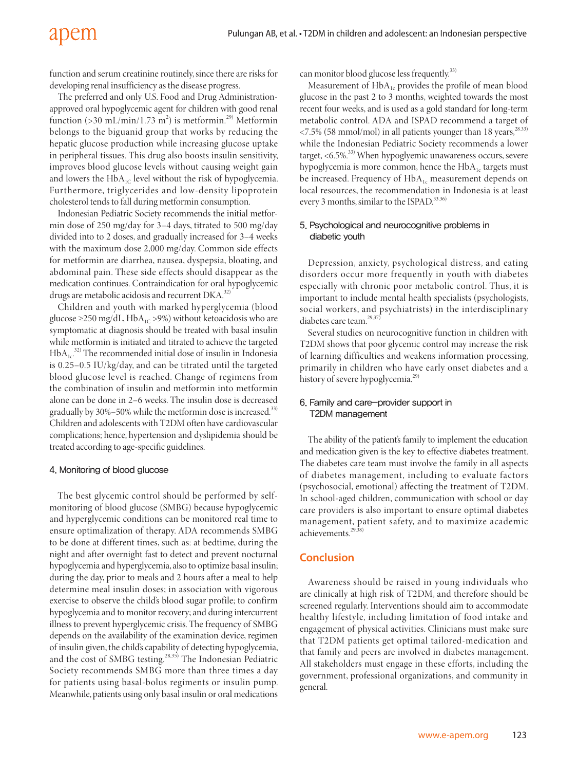function and serum creatinine routinely, since there are risks for developing renal insufficiency as the disease progress.

The preferred and only U.S. Food and Drug Administration-approved oral hypoglycemic agent for children with good renal function (>30 mL/min/1.73 $m^2$) is metformin.[29] Metformin belongs to the biguanid group that works by reducing the hepatic glucose production while increasing glucose uptake in peripheral tissues. This drug also boosts insulin sensitivity, improves blood glucose levels without causing weight gain and lowers the $HbA_{1C}$ level without the risk of hypoglycemia. Furthermore, triglycerides and low-density lipoprotein cholesterol tends to fall during metformin consumption.

Indonesian Pediatric Society recommends the initial metformin dose of 250 mg/day for 3–4 days, titrated to 500 mg/day divided into to 2 doses, and gradually increased for 3–4 weeks with the maximum dose 2,000 mg/day. Common side effects for metformin are diarrhea, nausea, dyspepsia, bloating, and abdominal pain. These side effects should disappear as the medication continues. Contraindication for oral hypoglycemic drugs are metabolic acidosis and recurrent DKA.[32]

Children and youth with marked hyperglycemia (blood glucose ≥250 mg/dL, $HbA_{1C}$ >9%) without ketoacidosis who are symptomatic at diagnosis should be treated with basal insulin while metformin is initiated and titrated to achieve the targeted $HbA_{1c}$.[32] The recommended initial dose of insulin in Indonesia is 0.25–0.5 IU/kg/day, and can be titrated until the targeted blood glucose level is reached. Change of regimens from the combination of insulin and metformin into metformin alone can be done in 2–6 weeks. The insulin dose is decreased gradually by 30%–50% while the metformin dose is increased.[33] Children and adolescents with T2DM often have cardiovascular complications; hence, hypertension and dyslipidemia should be treated according to age-specific guidelines.

#### 4. Monitoring of blood glucose

The best glycemic control should be performed by self-monitoring of blood glucose (SMBG) because hypoglycemic and hyperglycemic conditions can be monitored real time to ensure optimalization of therapy. ADA recommends SMBG to be done at different times, such as: at bedtime, during the night and after overnight fast to detect and prevent nocturnal hypoglycemia and hyperglycemia, also to optimize basal insulin; during the day, prior to meals and 2 hours after a meal to help determine meal insulin doses; in association with vigorous exercise to observe the child's blood sugar profile; to confirm hypoglycemia and to monitor recovery; and during intercurrent illness to prevent hyperglycemic crisis. The frequency of SMBG depends on the availability of the examination device, regimen of insulin given, the child's capability of detecting hypoglycemia, and the cost of SMBG testing.[28,35] The Indonesian Pediatric Society recommends SMBG more than three times a day for patients using basal-bolus regiments or insulin pump. Meanwhile, patients using only basal insulin or oral medications can monitor blood glucose less frequently.[33]

Measurement of $HbA_{1c}$ provides the profile of mean blood glucose in the past 2 to 3 months, weighted towards the most recent four weeks, and is used as a gold standard for long-term metabolic control. ADA and ISPAD recommend a target of <7.5% (58 mmol/mol) in all patients younger than 18 years,[28,33] while the Indonesian Pediatric Society recommends a lower target, <6.5%.[33] When hypoglycemic unawareness occurs, severe hypoglycemia is more common, hence the $HbA_{1c}$ targets must be increased. Frequency of $HbA_{1c}$ measurement depends on local resources, the recommendation in Indonesia is at least every 3 months, similar to the ISPAD.[33,36]

#### 5. Psychological and neurocognitive problems in diabetic youth

Depression, anxiety, psychological distress, and eating disorders occur more frequently in youth with diabetes especially with chronic poor metabolic control. Thus, it is important to include mental health specialists (psychologists, social workers, and psychiatrists) in the interdisciplinary diabetes care team.[29,37]

Several studies on neurocognitive function in children with T2DM shows that poor glycemic control may increase the risk of learning difficulties and weakens information processing, primarily in children who have early onset diabetes and a history of severe hypoglycemia.[29]

#### 6. Family and care-provider support in T2DM management

The ability of the patient's family to implement the education and medication given is the key to effective diabetes treatment. The diabetes care team must involve the family in all aspects of diabetes management, including to evaluate factors (psychosocial, emotional) affecting the treatment of T2DM. In school-aged children, communication with school or day care providers is also important to ensure optimal diabetes management, patient safety, and to maximize academic achievements.[29,38]

## Conclusion

Awareness should be raised in young individuals who are clinically at high risk of T2DM, and therefore should be screened regularly. Interventions should aim to accommodate healthy lifestyle, including limitation of food intake and engagement of physical activities. Clinicians must make sure that T2DM patients get optimal tailored-medication and that family and peers are involved in diabetes management. All stakeholders must engage in these efforts, including the government, professional organizations, and community in general.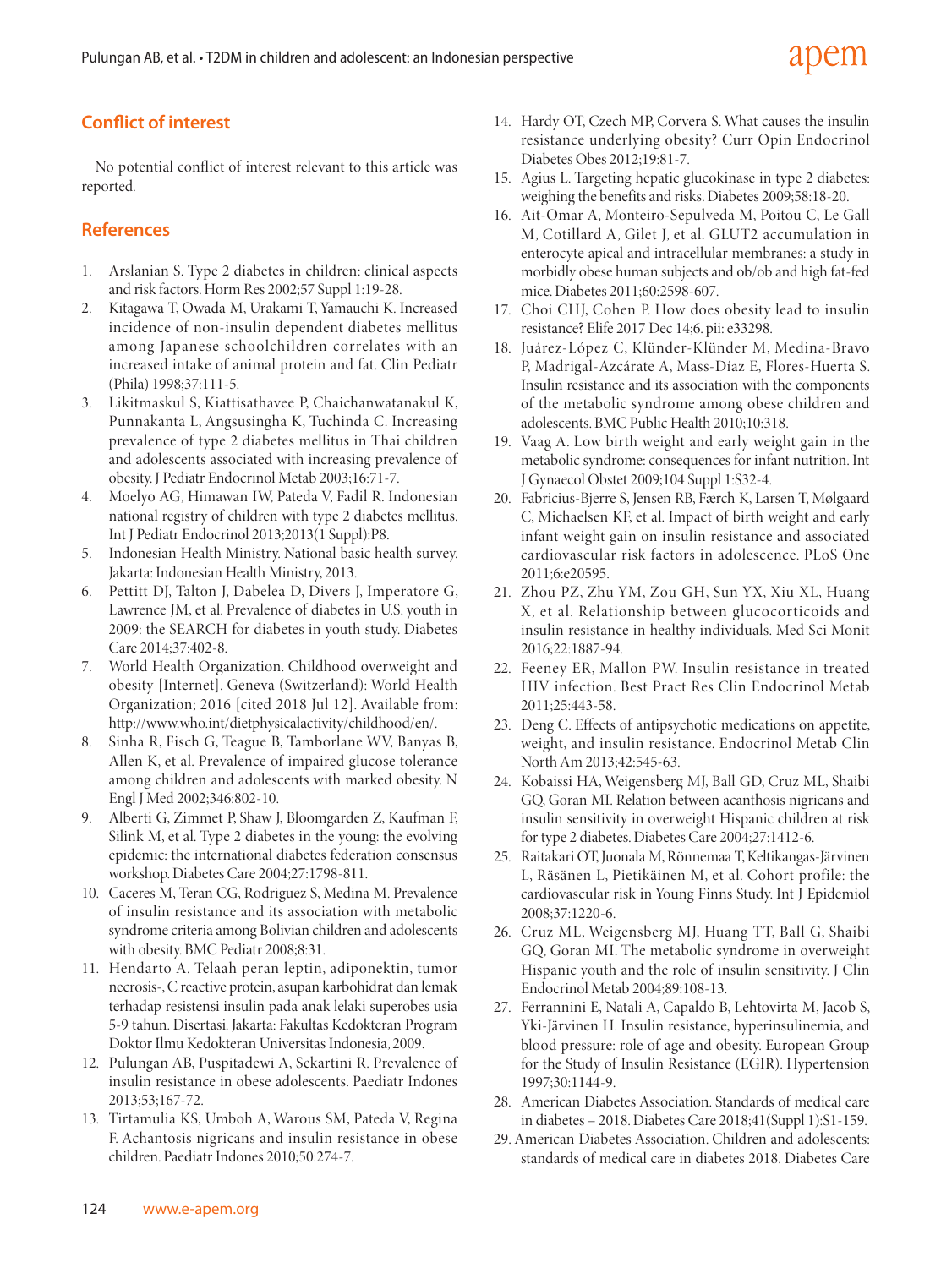## Conflict of interest

No potential conflict of interest relevant to this article was reported.

## References

1. Arslanian S. Type 2 diabetes in children: clinical aspects and risk factors. Horm Res 2002;57 Suppl 1:19-28.
2. Kitagawa T, Owada M, Urakami T, Yamauchi K. Increased incidence of non-insulin dependent diabetes mellitus among Japanese schoolchildren correlates with an increased intake of animal protein and fat. Clin Pediatr (Phila) 1998;37:111-5.
3. Likitmaskul S, Kiattisathavee P, Chaichanwatanakul K, Punnakanta L, Angsusingha K, Tuchinda C. Increasing prevalence of type 2 diabetes mellitus in Thai children and adolescents associated with increasing prevalence of obesity. J Pediatr Endocrinol Metab 2003;16:71-7.
4. Moelyo AG, Himawan IW, Pateda V, Fadil R. Indonesian national registry of children with type 2 diabetes mellitus. Int J Pediatr Endocrinol 2013;2013(1 Suppl):P8.
5. Indonesian Health Ministry. National basic health survey. Jakarta: Indonesian Health Ministry, 2013.
6. Pettitt DJ, Talton J, Dabelea D, Divers J, Imperatore G, Lawrence JM, et al. Prevalence of diabetes in U.S. youth in 2009: the SEARCH for diabetes in youth study. Diabetes Care 2014;37:402-8.
7. World Health Organization. Childhood overweight and obesity [Internet]. Geneva (Switzerland): World Health Organization; 2016 [cited 2018 Jul 12]. Available from: http://www.who.int/dietphysicalactivity/childhood/en/.
8. Sinha R, Fisch G, Teague B, Tamborlane WV, Banyas B, Allen K, et al. Prevalence of impaired glucose tolerance among children and adolescents with marked obesity. N Engl J Med 2002;346:802-10.
9. Alberti G, Zimmet P, Shaw J, Bloomgarden Z, Kaufman F, Silink M, et al. Type 2 diabetes in the young: the evolving epidemic: the international diabetes federation consensus workshop. Diabetes Care 2004;27:1798-811.
10. Caceres M, Teran CG, Rodriguez S, Medina M. Prevalence of insulin resistance and its association with metabolic syndrome criteria among Bolivian children and adolescents with obesity. BMC Pediatr 2008;8:31.
11. Hendarto A. Telaah peran leptin, adiponektin, tumor necrosis-, C reactive protein, asupan karbohidrat dan lemak terhadap resistensi insulin pada anak lelaki superobes usia 5-9 tahun. Disertasi. Jakarta: Fakultas Kedokteran Program Doktor Ilmu Kedokteran Universitas Indonesia, 2009.
12. Pulungan AB, Puspitadewi A, Sekartini R. Prevalence of insulin resistance in obese adolescents. Paediatr Indones 2013;53;167-72.
13. Tirtamulia KS, Umboh A, Warous SM, Pateda V, Regina F. Achantosis nigricans and insulin resistance in obese children. Paediatr Indones 2010;50:274-7.
14. Hardy OT, Czech MP, Corvera S. What causes the insulin resistance underlying obesity? Curr Opin Endocrinol Diabetes Obes 2012;19:81-7.
15. Agius L. Targeting hepatic glucokinase in type 2 diabetes: weighing the benefits and risks. Diabetes 2009;58:18-20.
16. Ait-Omar A, Monteiro-Sepulveda M, Poitou C, Le Gall M, Cotillard A, Gilet J, et al. GLUT2 accumulation in enterocyte apical and intracellular membranes: a study in morbidly obese human subjects and ob/ob and high fat-fed mice. Diabetes 2011;60:2598-607.
17. Choi CHJ, Cohen P. How does obesity lead to insulin resistance? Elife 2017 Dec 14;6. pii: e33298.
18. Juárez-López C, Klünder-Klünder M, Medina-Bravo P, Madrigal-Azcárate A, Mass-Díaz E, Flores-Huerta S. Insulin resistance and its association with the components of the metabolic syndrome among obese children and adolescents. BMC Public Health 2010;10:318.
19. Vaag A. Low birth weight and early weight gain in the metabolic syndrome: consequences for infant nutrition. Int J Gynaecol Obstet 2009;104 Suppl 1:S32-4.
20. Fabricius-Bjerre S, Jensen RB, Færch K, Larsen T, Mølgaard C, Michaelsen KF, et al. Impact of birth weight and early infant weight gain on insulin resistance and associated cardiovascular risk factors in adolescence. PLoS One 2011;6:e20595.
21. Zhou PZ, Zhu YM, Zou GH, Sun YX, Xiu XL, Huang X, et al. Relationship between glucocorticoids and insulin resistance in healthy individuals. Med Sci Monit 2016;22:1887-94.
22. Feeney ER, Mallon PW. Insulin resistance in treated HIV infection. Best Pract Res Clin Endocrinol Metab 2011;25:443-58.
23. Deng C. Effects of antipsychotic medications on appetite, weight, and insulin resistance. Endocrinol Metab Clin North Am 2013;42:545-63.
24. Kobaissi HA, Weigensberg MJ, Ball GD, Cruz ML, Shaibi GQ, Goran MI. Relation between acanthosis nigricans and insulin sensitivity in overweight Hispanic children at risk for type 2 diabetes. Diabetes Care 2004;27:1412-6.
25. Raitakari OT, Juonala M, Rönnemaa T, Keltikangas-Järvinen L, Räsänen L, Pietikäinen M, et al. Cohort profile: the cardiovascular risk in Young Finns Study. Int J Epidemiol 2008;37:1220-6.
26. Cruz ML, Weigensberg MJ, Huang TT, Ball G, Shaibi GQ, Goran MI. The metabolic syndrome in overweight Hispanic youth and the role of insulin sensitivity. J Clin Endocrinol Metab 2004;89:108-13.
27. Ferrannini E, Natali A, Capaldo B, Lehtovirta M, Jacob S, Yki-Järvinen H. Insulin resistance, hyperinsulinemia, and blood pressure: role of age and obesity. European Group for the Study of Insulin Resistance (EGIR). Hypertension 1997;30:1144-9.
28. American Diabetes Association. Standards of medical care in diabetes – 2018. Diabetes Care 2018;41(Suppl 1):S1-159.
29. American Diabetes Association. Children and adolescents: standards of medical care in diabetes 2018. Diabetes Care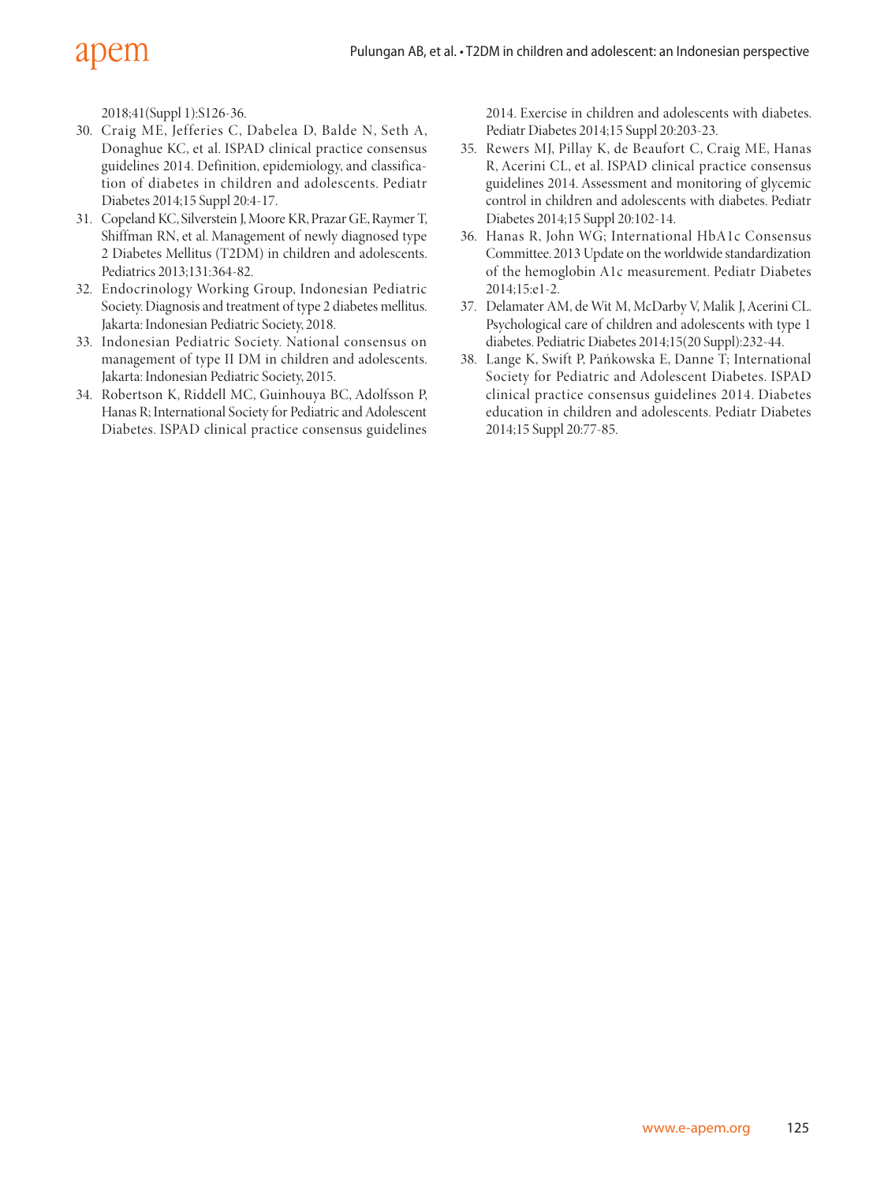2018;41(Suppl 1):S126-36.

30. Craig ME, Jefferies C, Dabelea D, Balde N, Seth A, Donaghue KC, et al. ISPAD clinical practice consensus guidelines 2014. Definition, epidemiology, and classification of diabetes in children and adolescents. Pediatr Diabetes 2014;15 Suppl 20:4-17.
31. Copeland KC, Silverstein J, Moore KR, Prazar GE, Raymer T, Shiffman RN, et al. Management of newly diagnosed type 2 Diabetes Mellitus (T2DM) in children and adolescents. Pediatrics 2013;131:364-82.
32. Endocrinology Working Group, Indonesian Pediatric Society. Diagnosis and treatment of type 2 diabetes mellitus. Jakarta: Indonesian Pediatric Society, 2018.
33. Indonesian Pediatric Society. National consensus on management of type II DM in children and adolescents. Jakarta: Indonesian Pediatric Society, 2015.
34. Robertson K, Riddell MC, Guinhouya BC, Adolfsson P, Hanas R; International Society for Pediatric and Adolescent Diabetes. ISPAD clinical practice consensus guidelines 2014. Exercise in children and adolescents with diabetes. Pediatr Diabetes 2014;15 Suppl 20:203-23.
35. Rewers MJ, Pillay K, de Beaufort C, Craig ME, Hanas R, Acerini CL, et al. ISPAD clinical practice consensus guidelines 2014. Assessment and monitoring of glycemic control in children and adolescents with diabetes. Pediatr Diabetes 2014;15 Suppl 20:102-14.
36. Hanas R, John WG; International HbA1c Consensus Committee. 2013 Update on the worldwide standardization of the hemoglobin A1c measurement. Pediatr Diabetes 2014;15:e1-2.
37. Delamater AM, de Wit M, McDarby V, Malik J, Acerini CL. Psychological care of children and adolescents with type 1 diabetes. Pediatric Diabetes 2014;15(20 Suppl):232-44.
38. Lange K, Swift P, Pańkowska E, Danne T; International Society for Pediatric and Adolescent Diabetes. ISPAD clinical practice consensus guidelines 2014. Diabetes education in children and adolescents. Pediatr Diabetes 2014;15 Suppl 20:77-85.